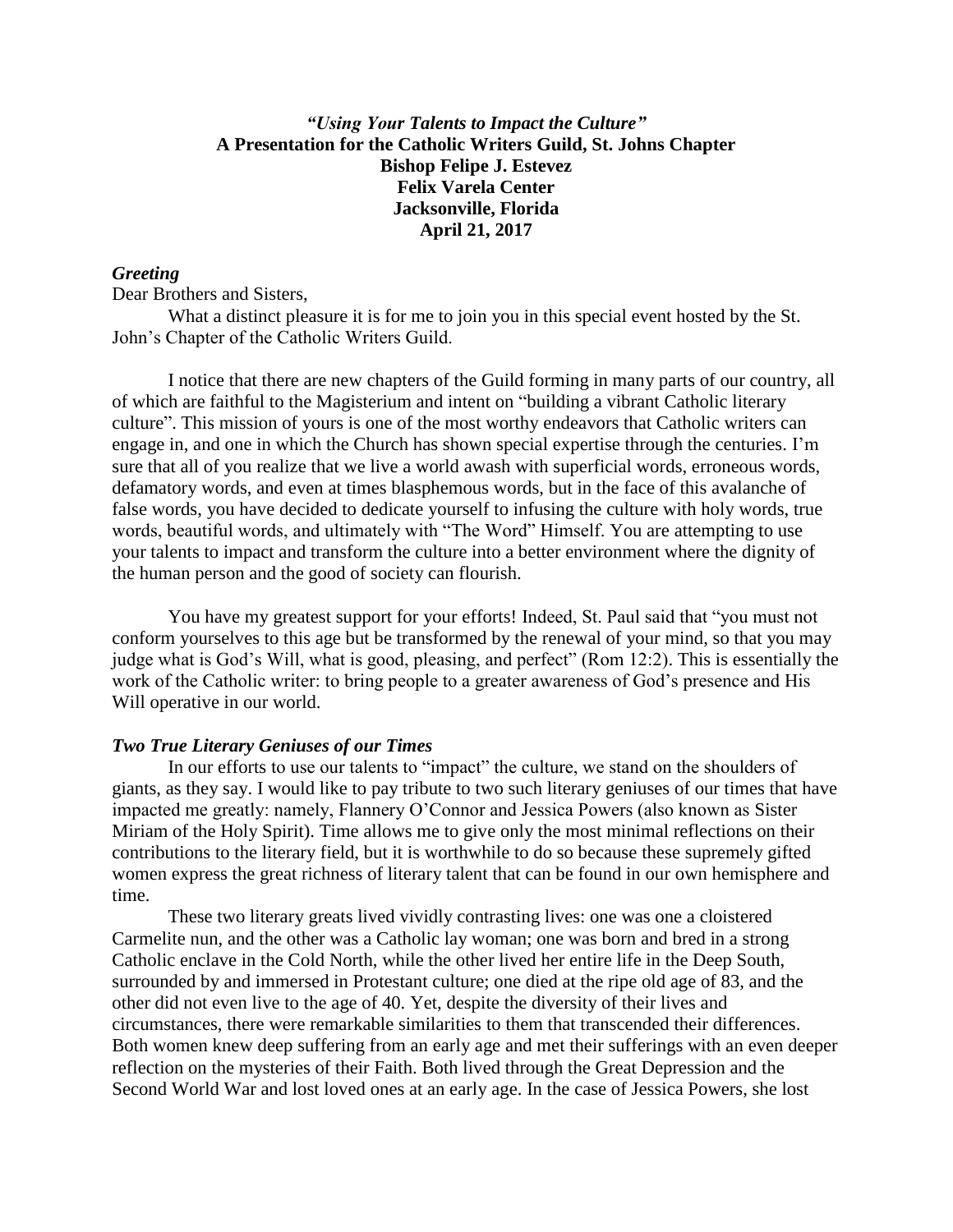# *"Using Your Talents to Impact the Culture"*

**A Presentation for the Catholic Writers Guild, St. Johns Chapter**
**Bishop Felipe J. Estevez**
**Felix Varela Center**
**Jacksonville, Florida**
**April 21, 2017**

### *Greeting*

Dear Brothers and Sisters,

What a distinct pleasure it is for me to join you in this special event hosted by the St. John's Chapter of the Catholic Writers Guild.

I notice that there are new chapters of the Guild forming in many parts of our country, all of which are faithful to the Magisterium and intent on "building a vibrant Catholic literary culture". This mission of yours is one of the most worthy endeavors that Catholic writers can engage in, and one in which the Church has shown special expertise through the centuries. I'm sure that all of you realize that we live a world awash with superficial words, erroneous words, defamatory words, and even at times blasphemous words, but in the face of this avalanche of false words, you have decided to dedicate yourself to infusing the culture with holy words, true words, beautiful words, and ultimately with "The Word" Himself. You are attempting to use your talents to impact and transform the culture into a better environment where the dignity of the human person and the good of society can flourish.

You have my greatest support for your efforts! Indeed, St. Paul said that "you must not conform yourselves to this age but be transformed by the renewal of your mind, so that you may judge what is God's Will, what is good, pleasing, and perfect" (Rom 12:2). This is essentially the work of the Catholic writer: to bring people to a greater awareness of God's presence and His Will operative in our world.

### *Two True Literary Geniuses of our Times*

In our efforts to use our talents to "impact" the culture, we stand on the shoulders of giants, as they say. I would like to pay tribute to two such literary geniuses of our times that have impacted me greatly: namely, Flannery O'Connor and Jessica Powers (also known as Sister Miriam of the Holy Spirit). Time allows me to give only the most minimal reflections on their contributions to the literary field, but it is worthwhile to do so because these supremely gifted women express the great richness of literary talent that can be found in our own hemisphere and time.

These two literary greats lived vividly contrasting lives: one was one a cloistered Carmelite nun, and the other was a Catholic lay woman; one was born and bred in a strong Catholic enclave in the Cold North, while the other lived her entire life in the Deep South, surrounded by and immersed in Protestant culture; one died at the ripe old age of 83, and the other did not even live to the age of 40. Yet, despite the diversity of their lives and circumstances, there were remarkable similarities to them that transcended their differences. Both women knew deep suffering from an early age and met their sufferings with an even deeper reflection on the mysteries of their Faith. Both lived through the Great Depression and the Second World War and lost loved ones at an early age. In the case of Jessica Powers, she lost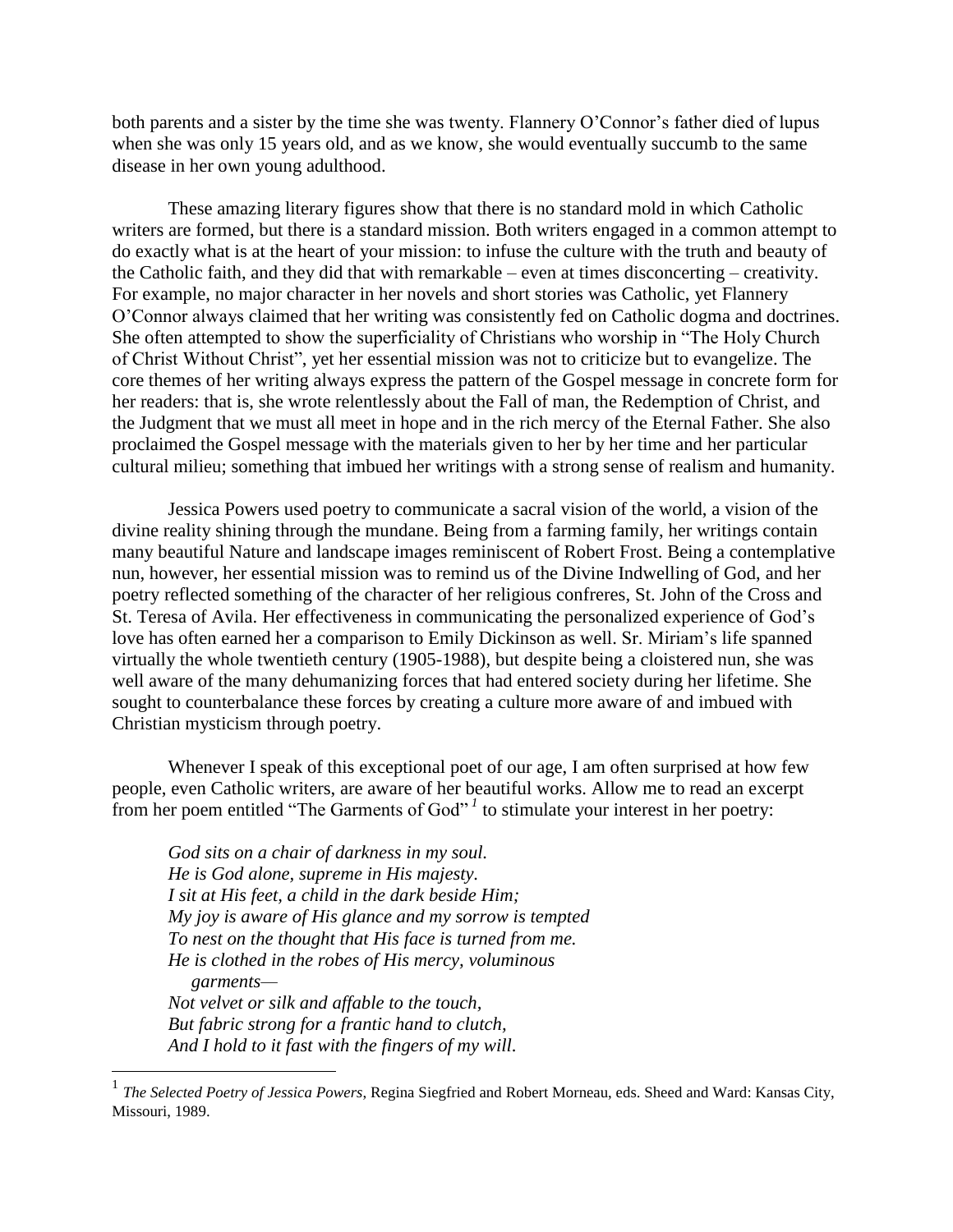both parents and a sister by the time she was twenty. Flannery O'Connor's father died of lupus when she was only 15 years old, and as we know, she would eventually succumb to the same disease in her own young adulthood.

These amazing literary figures show that there is no standard mold in which Catholic writers are formed, but there is a standard mission. Both writers engaged in a common attempt to do exactly what is at the heart of your mission: to infuse the culture with the truth and beauty of the Catholic faith, and they did that with remarkable – even at times disconcerting – creativity. For example, no major character in her novels and short stories was Catholic, yet Flannery O'Connor always claimed that her writing was consistently fed on Catholic dogma and doctrines. She often attempted to show the superficiality of Christians who worship in "The Holy Church of Christ Without Christ", yet her essential mission was not to criticize but to evangelize. The core themes of her writing always express the pattern of the Gospel message in concrete form for her readers: that is, she wrote relentlessly about the Fall of man, the Redemption of Christ, and the Judgment that we must all meet in hope and in the rich mercy of the Eternal Father. She also proclaimed the Gospel message with the materials given to her by her time and her particular cultural milieu; something that imbued her writings with a strong sense of realism and humanity.

Jessica Powers used poetry to communicate a sacral vision of the world, a vision of the divine reality shining through the mundane. Being from a farming family, her writings contain many beautiful Nature and landscape images reminiscent of Robert Frost. Being a contemplative nun, however, her essential mission was to remind us of the Divine Indwelling of God, and her poetry reflected something of the character of her religious confreres, St. John of the Cross and St. Teresa of Avila. Her effectiveness in communicating the personalized experience of God's love has often earned her a comparison to Emily Dickinson as well. Sr. Miriam's life spanned virtually the whole twentieth century (1905-1988), but despite being a cloistered nun, she was well aware of the many dehumanizing forces that had entered society during her lifetime. She sought to counterbalance these forces by creating a culture more aware of and imbued with Christian mysticism through poetry.

Whenever I speak of this exceptional poet of our age, I am often surprised at how few people, even Catholic writers, are aware of her beautiful works. Allow me to read an excerpt from her poem entitled "The Garments of God"[1] to stimulate your interest in her poetry:

> *God sits on a chair of darkness in my soul.*
> *He is God alone, supreme in His majesty.*
> *I sit at His feet, a child in the dark beside Him;*
> *My joy is aware of His glance and my sorrow is tempted*
> *To nest on the thought that His face is turned from me.*
> *He is clothed in the robes of His mercy, voluminous*
> *garments—*
> *Not velvet or silk and affable to the touch,*
> *But fabric strong for a frantic hand to clutch,*
> *And I hold to it fast with the fingers of my will.*

---

[1] *The Selected Poetry of Jessica Powers*, Regina Siegfried and Robert Morneau, eds. Sheed and Ward: Kansas City, Missouri, 1989.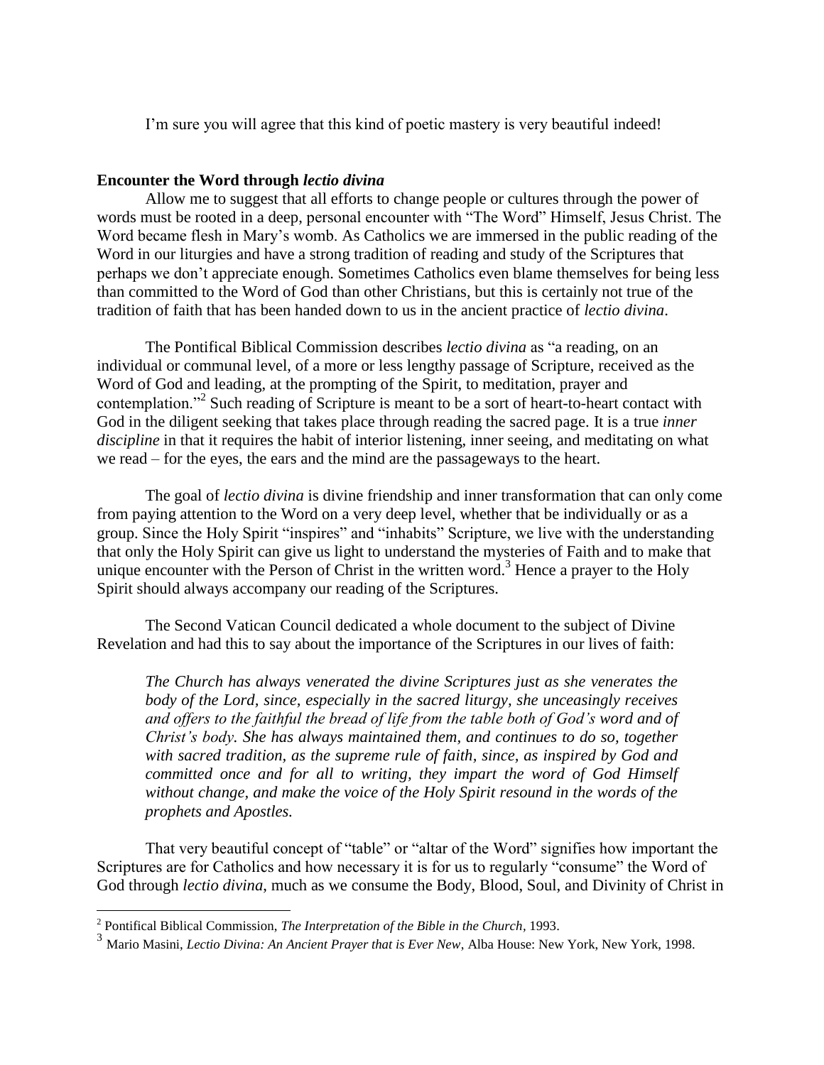I'm sure you will agree that this kind of poetic mastery is very beautiful indeed!

**Encounter the Word through *lectio divina***

Allow me to suggest that all efforts to change people or cultures through the power of words must be rooted in a deep, personal encounter with "The Word" Himself, Jesus Christ. The Word became flesh in Mary's womb. As Catholics we are immersed in the public reading of the Word in our liturgies and have a strong tradition of reading and study of the Scriptures that perhaps we don't appreciate enough. Sometimes Catholics even blame themselves for being less than committed to the Word of God than other Christians, but this is certainly not true of the tradition of faith that has been handed down to us in the ancient practice of *lectio divina*.

The Pontifical Biblical Commission describes *lectio divina* as "a reading, on an individual or communal level, of a more or less lengthy passage of Scripture, received as the Word of God and leading, at the prompting of the Spirit, to meditation, prayer and contemplation."[2] Such reading of Scripture is meant to be a sort of heart-to-heart contact with God in the diligent seeking that takes place through reading the sacred page. It is a true *inner discipline* in that it requires the habit of interior listening, inner seeing, and meditating on what we read – for the eyes, the ears and the mind are the passageways to the heart.

The goal of *lectio divina* is divine friendship and inner transformation that can only come from paying attention to the Word on a very deep level, whether that be individually or as a group. Since the Holy Spirit "inspires" and "inhabits" Scripture, we live with the understanding that only the Holy Spirit can give us light to understand the mysteries of Faith and to make that unique encounter with the Person of Christ in the written word.[3] Hence a prayer to the Holy Spirit should always accompany our reading of the Scriptures.

The Second Vatican Council dedicated a whole document to the subject of Divine Revelation and had this to say about the importance of the Scriptures in our lives of faith:

> *The Church has always venerated the divine Scriptures just as she venerates the body of the Lord, since, especially in the sacred liturgy, she unceasingly receives and offers to the faithful the bread of life from the table both of God's word and of Christ's body. She has always maintained them, and continues to do so, together with sacred tradition, as the supreme rule of faith, since, as inspired by God and committed once and for all to writing, they impart the word of God Himself without change, and make the voice of the Holy Spirit resound in the words of the prophets and Apostles.*

That very beautiful concept of "table" or "altar of the Word" signifies how important the Scriptures are for Catholics and how necessary it is for us to regularly "consume" the Word of God through *lectio divina*, much as we consume the Body, Blood, Soul, and Divinity of Christ in

---

[2] Pontifical Biblical Commission, *The Interpretation of the Bible in the Church*, 1993.

[3] Mario Masini, *Lectio Divina: An Ancient Prayer that is Ever New*, Alba House: New York, New York, 1998.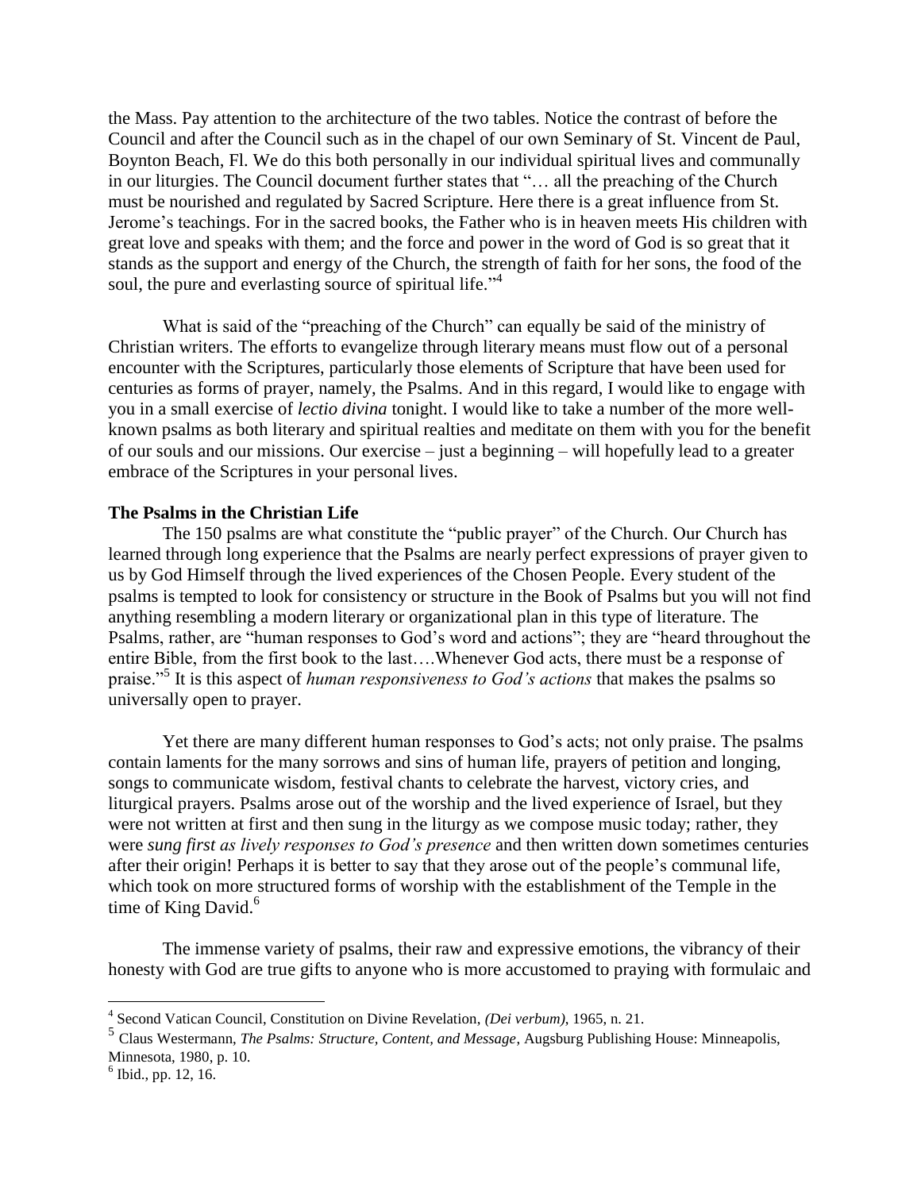the Mass. Pay attention to the architecture of the two tables. Notice the contrast of before the Council and after the Council such as in the chapel of our own Seminary of St. Vincent de Paul, Boynton Beach, Fl. We do this both personally in our individual spiritual lives and communally in our liturgies. The Council document further states that "… all the preaching of the Church must be nourished and regulated by Sacred Scripture. Here there is a great influence from St. Jerome's teachings. For in the sacred books, the Father who is in heaven meets His children with great love and speaks with them; and the force and power in the word of God is so great that it stands as the support and energy of the Church, the strength of faith for her sons, the food of the soul, the pure and everlasting source of spiritual life."[4]

What is said of the "preaching of the Church" can equally be said of the ministry of Christian writers. The efforts to evangelize through literary means must flow out of a personal encounter with the Scriptures, particularly those elements of Scripture that have been used for centuries as forms of prayer, namely, the Psalms. And in this regard, I would like to engage with you in a small exercise of *lectio divina* tonight. I would like to take a number of the more well-known psalms as both literary and spiritual realties and meditate on them with you for the benefit of our souls and our missions. Our exercise – just a beginning – will hopefully lead to a greater embrace of the Scriptures in your personal lives.

**The Psalms in the Christian Life**

The 150 psalms are what constitute the "public prayer" of the Church. Our Church has learned through long experience that the Psalms are nearly perfect expressions of prayer given to us by God Himself through the lived experiences of the Chosen People. Every student of the psalms is tempted to look for consistency or structure in the Book of Psalms but you will not find anything resembling a modern literary or organizational plan in this type of literature. The Psalms, rather, are "human responses to God's word and actions"; they are "heard throughout the entire Bible, from the first book to the last….Whenever God acts, there must be a response of praise."[5] It is this aspect of *human responsiveness to God's actions* that makes the psalms so universally open to prayer.

Yet there are many different human responses to God's acts; not only praise. The psalms contain laments for the many sorrows and sins of human life, prayers of petition and longing, songs to communicate wisdom, festival chants to celebrate the harvest, victory cries, and liturgical prayers. Psalms arose out of the worship and the lived experience of Israel, but they were not written at first and then sung in the liturgy as we compose music today; rather, they were *sung first as lively responses to God's presence* and then written down sometimes centuries after their origin! Perhaps it is better to say that they arose out of the people's communal life, which took on more structured forms of worship with the establishment of the Temple in the time of King David.[6]

The immense variety of psalms, their raw and expressive emotions, the vibrancy of their honesty with God are true gifts to anyone who is more accustomed to praying with formulaic and

---

[4] Second Vatican Council, Constitution on Divine Revelation, *(Dei verbum)*, 1965, n. 21.

[5] Claus Westermann, *The Psalms: Structure, Content, and Message*, Augsburg Publishing House: Minneapolis, Minnesota, 1980, p. 10.

[6] Ibid., pp. 12, 16.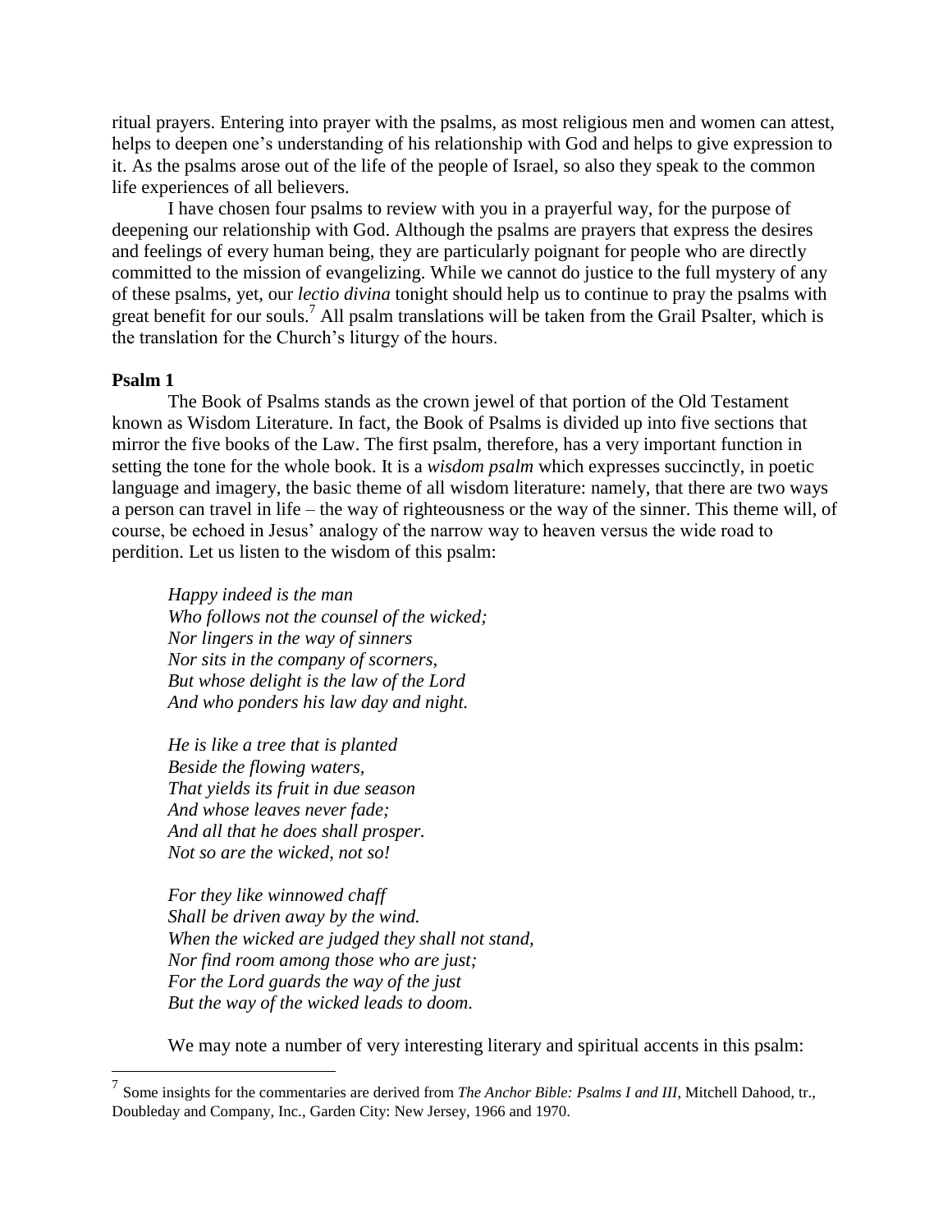ritual prayers. Entering into prayer with the psalms, as most religious men and women can attest, helps to deepen one's understanding of his relationship with God and helps to give expression to it. As the psalms arose out of the life of the people of Israel, so also they speak to the common life experiences of all believers.

I have chosen four psalms to review with you in a prayerful way, for the purpose of deepening our relationship with God. Although the psalms are prayers that express the desires and feelings of every human being, they are particularly poignant for people who are directly committed to the mission of evangelizing. While we cannot do justice to the full mystery of any of these psalms, yet, our *lectio divina* tonight should help us to continue to pray the psalms with great benefit for our souls.[7] All psalm translations will be taken from the Grail Psalter, which is the translation for the Church's liturgy of the hours.

**Psalm 1**

The Book of Psalms stands as the crown jewel of that portion of the Old Testament known as Wisdom Literature. In fact, the Book of Psalms is divided up into five sections that mirror the five books of the Law. The first psalm, therefore, has a very important function in setting the tone for the whole book. It is a *wisdom psalm* which expresses succinctly, in poetic language and imagery, the basic theme of all wisdom literature: namely, that there are two ways a person can travel in life – the way of righteousness or the way of the sinner. This theme will, of course, be echoed in Jesus' analogy of the narrow way to heaven versus the wide road to perdition. Let us listen to the wisdom of this psalm:

*Happy indeed is the man*
*Who follows not the counsel of the wicked;*
*Nor lingers in the way of sinners*
*Nor sits in the company of scorners,*
*But whose delight is the law of the Lord*
*And who ponders his law day and night.*

*He is like a tree that is planted*
*Beside the flowing waters,*
*That yields its fruit in due season*
*And whose leaves never fade;*
*And all that he does shall prosper.*
*Not so are the wicked, not so!*

*For they like winnowed chaff*
*Shall be driven away by the wind.*
*When the wicked are judged they shall not stand,*
*Nor find room among those who are just;*
*For the Lord guards the way of the just*
*But the way of the wicked leads to doom.*

We may note a number of very interesting literary and spiritual accents in this psalm:

[7] Some insights for the commentaries are derived from *The Anchor Bible: Psalms I and III*, Mitchell Dahood, tr., Doubleday and Company, Inc., Garden City: New Jersey, 1966 and 1970.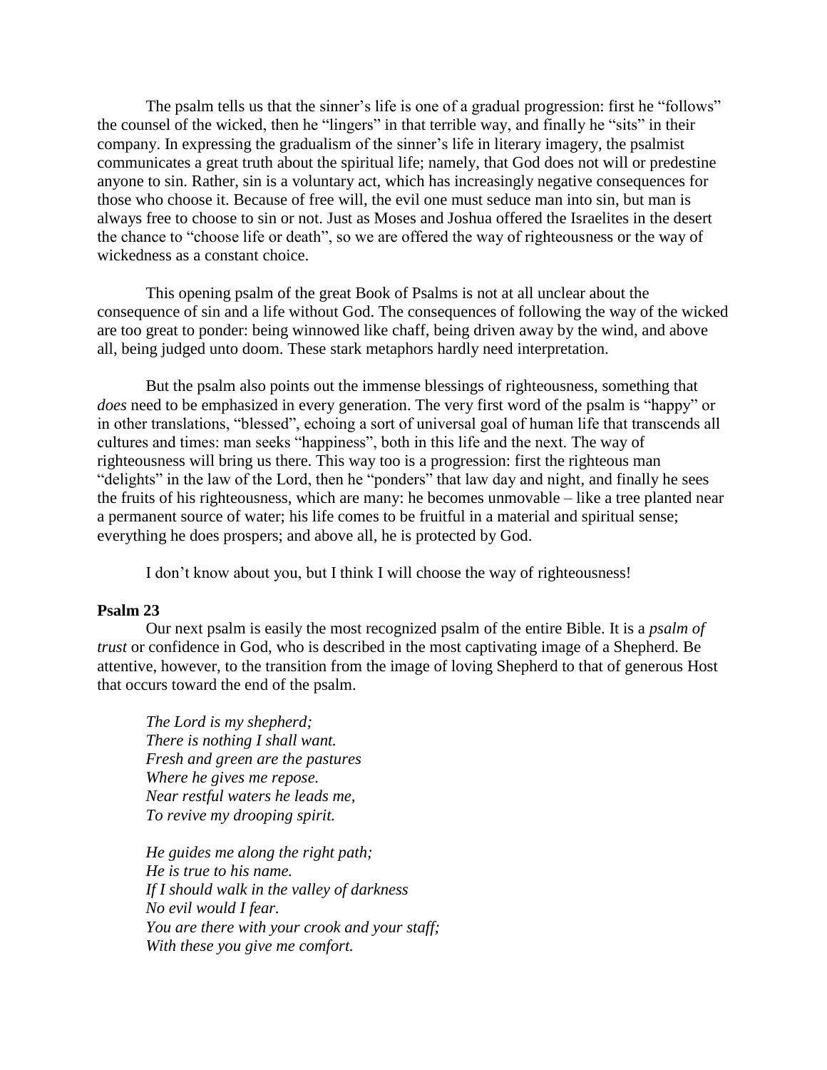The psalm tells us that the sinner's life is one of a gradual progression: first he "follows" the counsel of the wicked, then he "lingers" in that terrible way, and finally he "sits" in their company. In expressing the gradualism of the sinner's life in literary imagery, the psalmist communicates a great truth about the spiritual life; namely, that God does not will or predestine anyone to sin. Rather, sin is a voluntary act, which has increasingly negative consequences for those who choose it. Because of free will, the evil one must seduce man into sin, but man is always free to choose to sin or not. Just as Moses and Joshua offered the Israelites in the desert the chance to "choose life or death", so we are offered the way of righteousness or the way of wickedness as a constant choice.

This opening psalm of the great Book of Psalms is not at all unclear about the consequence of sin and a life without God. The consequences of following the way of the wicked are too great to ponder: being winnowed like chaff, being driven away by the wind, and above all, being judged unto doom. These stark metaphors hardly need interpretation.

But the psalm also points out the immense blessings of righteousness, something that *does* need to be emphasized in every generation. The very first word of the psalm is "happy" or in other translations, "blessed", echoing a sort of universal goal of human life that transcends all cultures and times: man seeks "happiness", both in this life and the next. The way of righteousness will bring us there. This way too is a progression: first the righteous man "delights" in the law of the Lord, then he "ponders" that law day and night, and finally he sees the fruits of his righteousness, which are many: he becomes unmovable – like a tree planted near a permanent source of water; his life comes to be fruitful in a material and spiritual sense; everything he does prospers; and above all, he is protected by God.

I don't know about you, but I think I will choose the way of righteousness!

**Psalm 23**

Our next psalm is easily the most recognized psalm of the entire Bible. It is a *psalm of trust* or confidence in God, who is described in the most captivating image of a Shepherd. Be attentive, however, to the transition from the image of loving Shepherd to that of generous Host that occurs toward the end of the psalm.

*The Lord is my shepherd;*
*There is nothing I shall want.*
*Fresh and green are the pastures*
*Where he gives me repose.*
*Near restful waters he leads me,*
*To revive my drooping spirit.*

*He guides me along the right path;*
*He is true to his name.*
*If I should walk in the valley of darkness*
*No evil would I fear.*
*You are there with your crook and your staff;*
*With these you give me comfort.*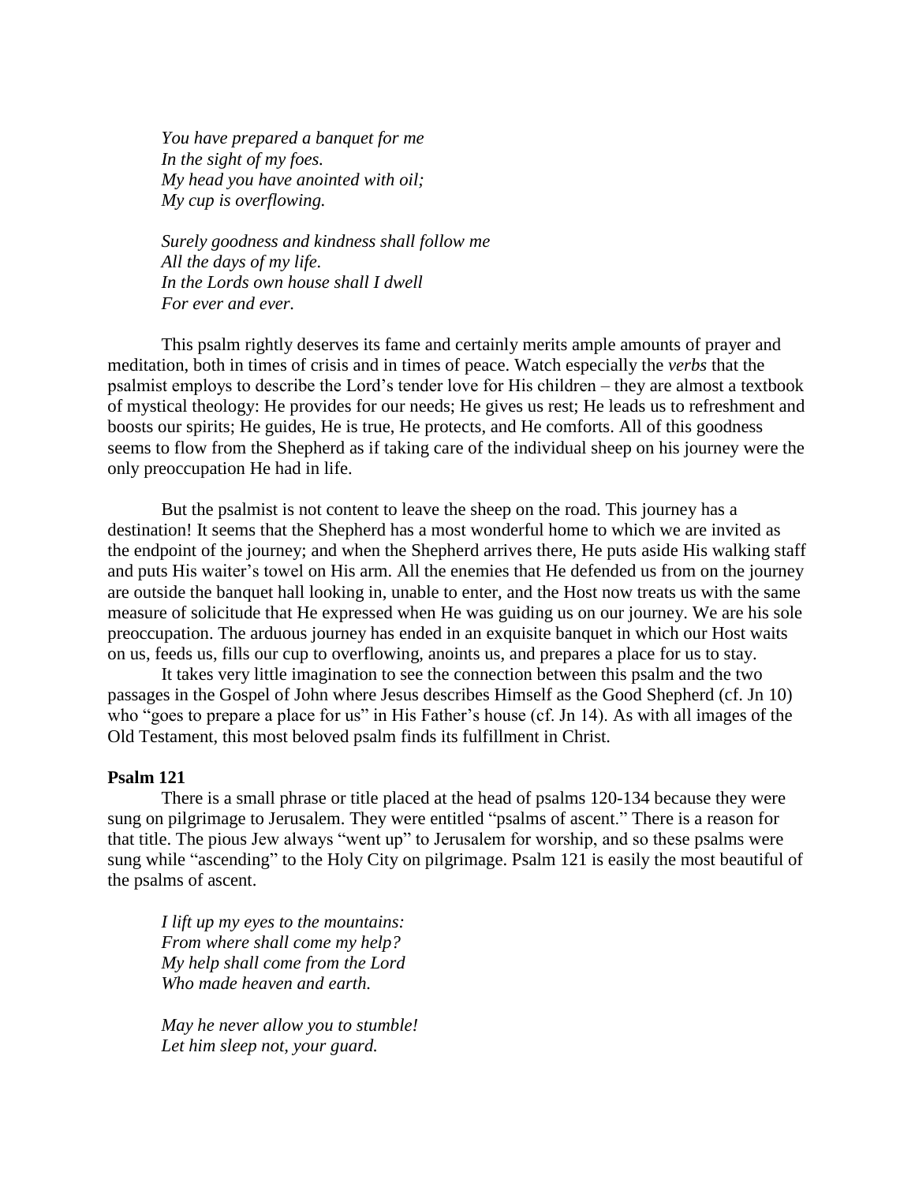*You have prepared a banquet for me*
*In the sight of my foes.*
*My head you have anointed with oil;*
*My cup is overflowing.*

*Surely goodness and kindness shall follow me*
*All the days of my life.*
*In the Lords own house shall I dwell*
*For ever and ever.*

This psalm rightly deserves its fame and certainly merits ample amounts of prayer and meditation, both in times of crisis and in times of peace. Watch especially the *verbs* that the psalmist employs to describe the Lord's tender love for His children – they are almost a textbook of mystical theology: He provides for our needs; He gives us rest; He leads us to refreshment and boosts our spirits; He guides, He is true, He protects, and He comforts. All of this goodness seems to flow from the Shepherd as if taking care of the individual sheep on his journey were the only preoccupation He had in life.

But the psalmist is not content to leave the sheep on the road. This journey has a destination! It seems that the Shepherd has a most wonderful home to which we are invited as the endpoint of the journey; and when the Shepherd arrives there, He puts aside His walking staff and puts His waiter's towel on His arm. All the enemies that He defended us from on the journey are outside the banquet hall looking in, unable to enter, and the Host now treats us with the same measure of solicitude that He expressed when He was guiding us on our journey. We are his sole preoccupation. The arduous journey has ended in an exquisite banquet in which our Host waits on us, feeds us, fills our cup to overflowing, anoints us, and prepares a place for us to stay.

It takes very little imagination to see the connection between this psalm and the two passages in the Gospel of John where Jesus describes Himself as the Good Shepherd (cf. Jn 10) who "goes to prepare a place for us" in His Father's house (cf. Jn 14). As with all images of the Old Testament, this most beloved psalm finds its fulfillment in Christ.

**Psalm 121**

There is a small phrase or title placed at the head of psalms 120-134 because they were sung on pilgrimage to Jerusalem. They were entitled "psalms of ascent." There is a reason for that title. The pious Jew always "went up" to Jerusalem for worship, and so these psalms were sung while "ascending" to the Holy City on pilgrimage. Psalm 121 is easily the most beautiful of the psalms of ascent.

*I lift up my eyes to the mountains:*
*From where shall come my help?*
*My help shall come from the Lord*
*Who made heaven and earth.*

*May he never allow you to stumble!*
*Let him sleep not, your guard.*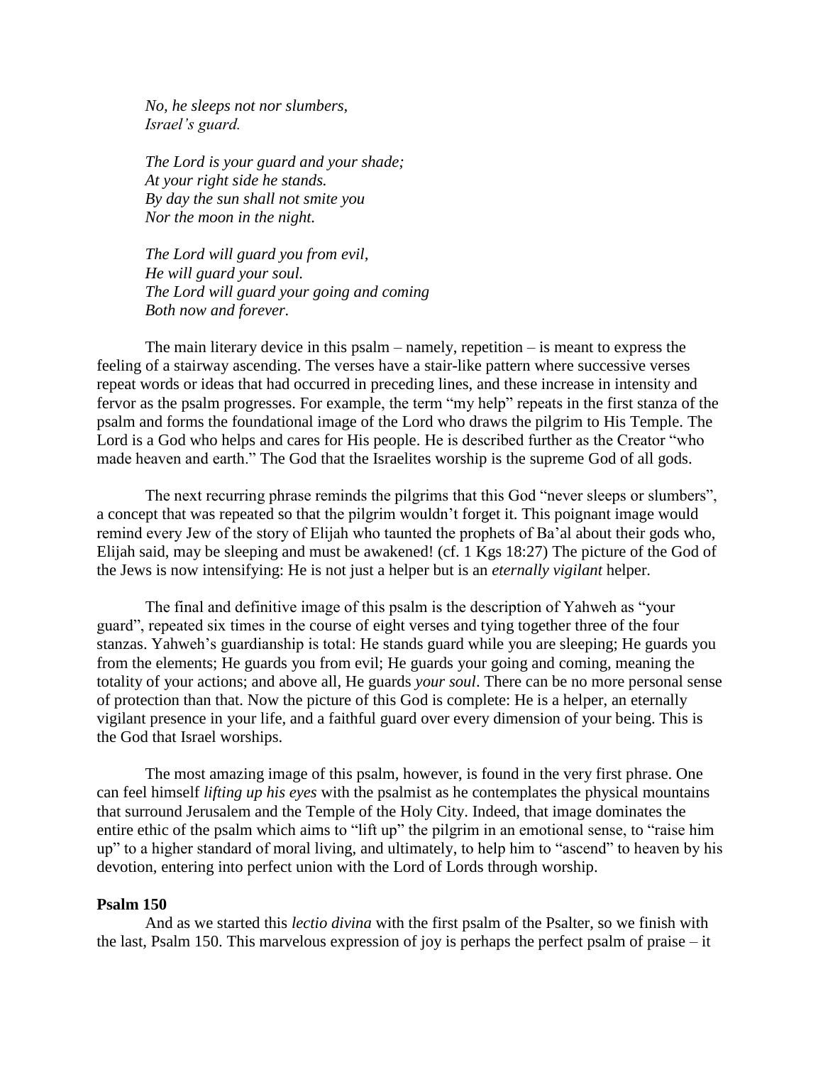*No, he sleeps not nor slumbers,*
*Israel's guard.*

*The Lord is your guard and your shade;*
*At your right side he stands.*
*By day the sun shall not smite you*
*Nor the moon in the night.*

*The Lord will guard you from evil,*
*He will guard your soul.*
*The Lord will guard your going and coming*
*Both now and forever.*

The main literary device in this psalm – namely, repetition – is meant to express the feeling of a stairway ascending. The verses have a stair-like pattern where successive verses repeat words or ideas that had occurred in preceding lines, and these increase in intensity and fervor as the psalm progresses. For example, the term "my help" repeats in the first stanza of the psalm and forms the foundational image of the Lord who draws the pilgrim to His Temple. The Lord is a God who helps and cares for His people. He is described further as the Creator "who made heaven and earth." The God that the Israelites worship is the supreme God of all gods.

The next recurring phrase reminds the pilgrims that this God "never sleeps or slumbers", a concept that was repeated so that the pilgrim wouldn't forget it. This poignant image would remind every Jew of the story of Elijah who taunted the prophets of Ba'al about their gods who, Elijah said, may be sleeping and must be awakened! (cf. 1 Kgs 18:27) The picture of the God of the Jews is now intensifying: He is not just a helper but is an *eternally vigilant* helper.

The final and definitive image of this psalm is the description of Yahweh as "your guard", repeated six times in the course of eight verses and tying together three of the four stanzas. Yahweh's guardianship is total: He stands guard while you are sleeping; He guards you from the elements; He guards you from evil; He guards your going and coming, meaning the totality of your actions; and above all, He guards *your soul*. There can be no more personal sense of protection than that. Now the picture of this God is complete: He is a helper, an eternally vigilant presence in your life, and a faithful guard over every dimension of your being. This is the God that Israel worships.

The most amazing image of this psalm, however, is found in the very first phrase. One can feel himself *lifting up his eyes* with the psalmist as he contemplates the physical mountains that surround Jerusalem and the Temple of the Holy City. Indeed, that image dominates the entire ethic of the psalm which aims to "lift up" the pilgrim in an emotional sense, to "raise him up" to a higher standard of moral living, and ultimately, to help him to "ascend" to heaven by his devotion, entering into perfect union with the Lord of Lords through worship.

**Psalm 150**

And as we started this *lectio divina* with the first psalm of the Psalter, so we finish with the last, Psalm 150. This marvelous expression of joy is perhaps the perfect psalm of praise – it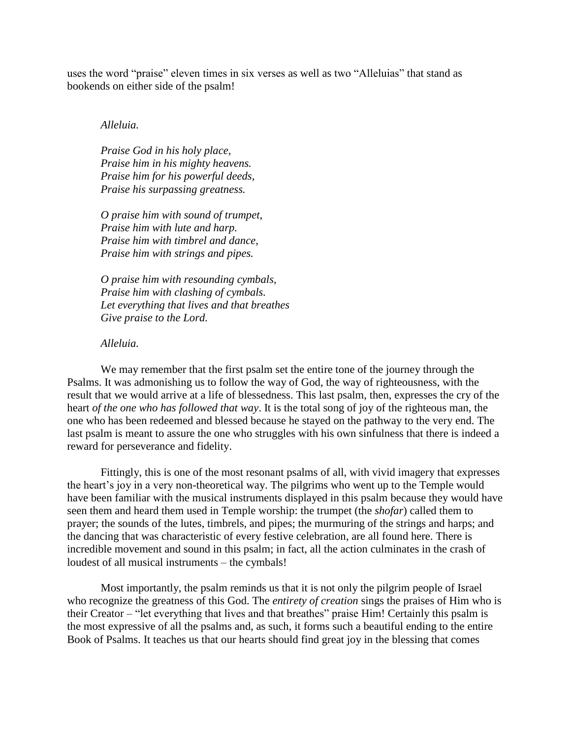uses the word "praise" eleven times in six verses as well as two "Alleluias" that stand as bookends on either side of the psalm!

> *Alleluia.*
>
> *Praise God in his holy place,*
> *Praise him in his mighty heavens.*
> *Praise him for his powerful deeds,*
> *Praise his surpassing greatness.*
>
> *O praise him with sound of trumpet,*
> *Praise him with lute and harp.*
> *Praise him with timbrel and dance,*
> *Praise him with strings and pipes.*
>
> *O praise him with resounding cymbals,*
> *Praise him with clashing of cymbals.*
> *Let everything that lives and that breathes*
> *Give praise to the Lord.*
>
> *Alleluia.*

We may remember that the first psalm set the entire tone of the journey through the Psalms. It was admonishing us to follow the way of God, the way of righteousness, with the result that we would arrive at a life of blessedness. This last psalm, then, expresses the cry of the heart *of the one who has followed that way*. It is the total song of joy of the righteous man, the one who has been redeemed and blessed because he stayed on the pathway to the very end. The last psalm is meant to assure the one who struggles with his own sinfulness that there is indeed a reward for perseverance and fidelity.

Fittingly, this is one of the most resonant psalms of all, with vivid imagery that expresses the heart's joy in a very non-theoretical way. The pilgrims who went up to the Temple would have been familiar with the musical instruments displayed in this psalm because they would have seen them and heard them used in Temple worship: the trumpet (the *shofar*) called them to prayer; the sounds of the lutes, timbrels, and pipes; the murmuring of the strings and harps; and the dancing that was characteristic of every festive celebration, are all found here. There is incredible movement and sound in this psalm; in fact, all the action culminates in the crash of loudest of all musical instruments – the cymbals!

Most importantly, the psalm reminds us that it is not only the pilgrim people of Israel who recognize the greatness of this God. The *entirety of creation* sings the praises of Him who is their Creator – "let everything that lives and that breathes" praise Him! Certainly this psalm is the most expressive of all the psalms and, as such, it forms such a beautiful ending to the entire Book of Psalms. It teaches us that our hearts should find great joy in the blessing that comes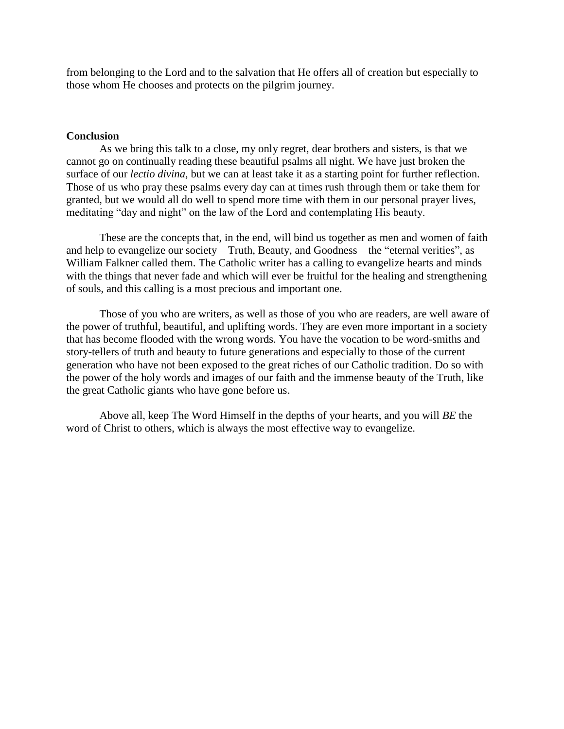from belonging to the Lord and to the salvation that He offers all of creation but especially to those whom He chooses and protects on the pilgrim journey.

**Conclusion**

As we bring this talk to a close, my only regret, dear brothers and sisters, is that we cannot go on continually reading these beautiful psalms all night. We have just broken the surface of our *lectio divina*, but we can at least take it as a starting point for further reflection. Those of us who pray these psalms every day can at times rush through them or take them for granted, but we would all do well to spend more time with them in our personal prayer lives, meditating "day and night" on the law of the Lord and contemplating His beauty.

These are the concepts that, in the end, will bind us together as men and women of faith and help to evangelize our society – Truth, Beauty, and Goodness – the "eternal verities", as William Falkner called them. The Catholic writer has a calling to evangelize hearts and minds with the things that never fade and which will ever be fruitful for the healing and strengthening of souls, and this calling is a most precious and important one.

Those of you who are writers, as well as those of you who are readers, are well aware of the power of truthful, beautiful, and uplifting words. They are even more important in a society that has become flooded with the wrong words. You have the vocation to be word-smiths and story-tellers of truth and beauty to future generations and especially to those of the current generation who have not been exposed to the great riches of our Catholic tradition. Do so with the power of the holy words and images of our faith and the immense beauty of the Truth, like the great Catholic giants who have gone before us.

Above all, keep The Word Himself in the depths of your hearts, and you will *BE* the word of Christ to others, which is always the most effective way to evangelize.